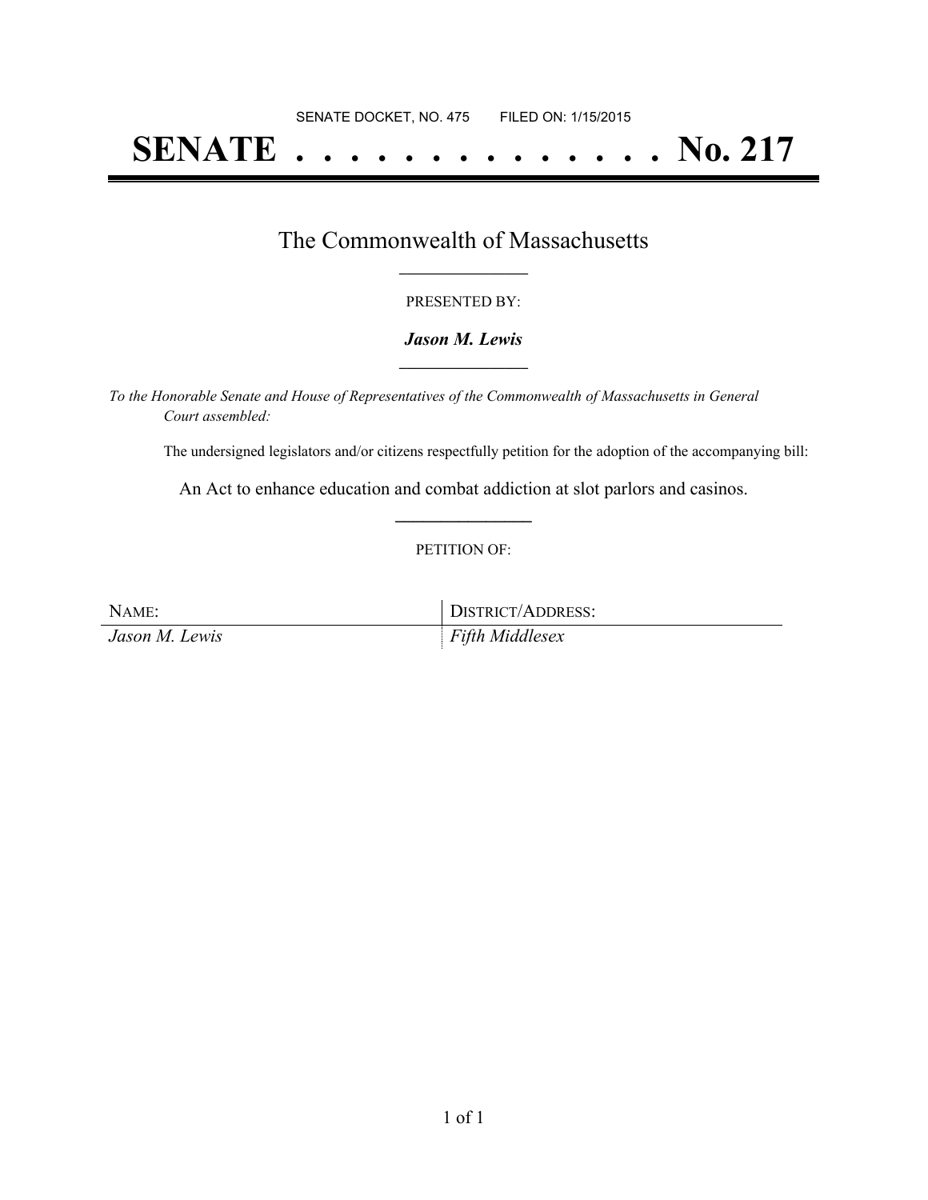SENATE DOCKET, NO. 475 FILED ON: 1/15/2015

# SENATE . . . . . . . . . . . . . . No. 217

## The Commonwealth of Massachusetts

PRESENTED BY:

***Jason M. Lewis***

*To the Honorable Senate and House of Representatives of the Commonwealth of Massachusetts in General Court assembled:*

The undersigned legislators and/or citizens respectfully petition for the adoption of the accompanying bill:

An Act to enhance education and combat addiction at slot parlors and casinos.

PETITION OF:

| NAME: | DISTRICT/ADDRESS: |
| --- | --- |
| *Jason M. Lewis* | *Fifth Middlesex* |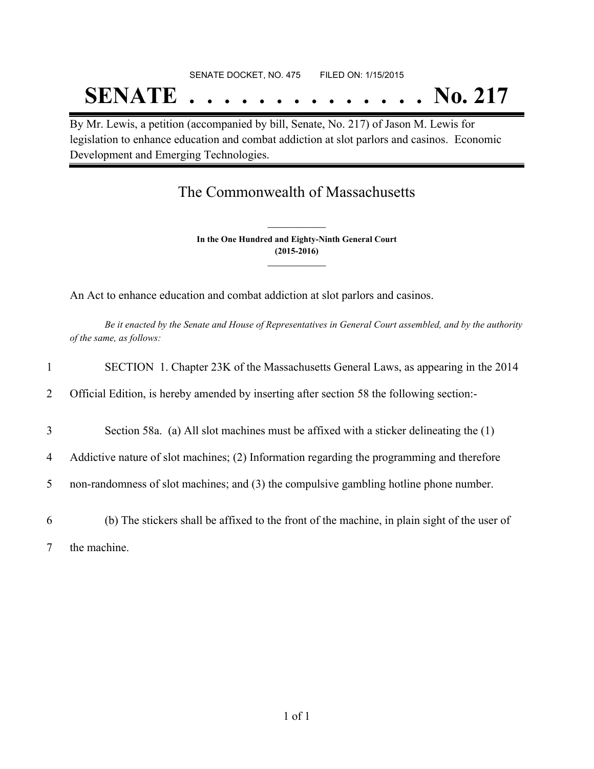SENATE DOCKET, NO. 475        FILED ON: 1/15/2015

# SENATE . . . . . . . . . . . . . . No. 217

By Mr. Lewis, a petition (accompanied by bill, Senate, No. 217) of Jason M. Lewis for legislation to enhance education and combat addiction at slot parlors and casinos. Economic Development and Emerging Technologies.

## The Commonwealth of Massachusetts

**In the One Hundred and Eighty-Ninth General Court**
**(2015-2016)**

An Act to enhance education and combat addiction at slot parlors and casinos.

*Be it enacted by the Senate and House of Representatives in General Court assembled, and by the authority of the same, as follows:*

1 SECTION 1. Chapter 23K of the Massachusetts General Laws, as appearing in the 2014
2 Official Edition, is hereby amended by inserting after section 58 the following section:-

3 Section 58a. (a) All slot machines must be affixed with a sticker delineating the (1)
4 Addictive nature of slot machines; (2) Information regarding the programming and therefore
5 non-randomness of slot machines; and (3) the compulsive gambling hotline phone number.

6 (b) The stickers shall be affixed to the front of the machine, in plain sight of the user of
7 the machine.